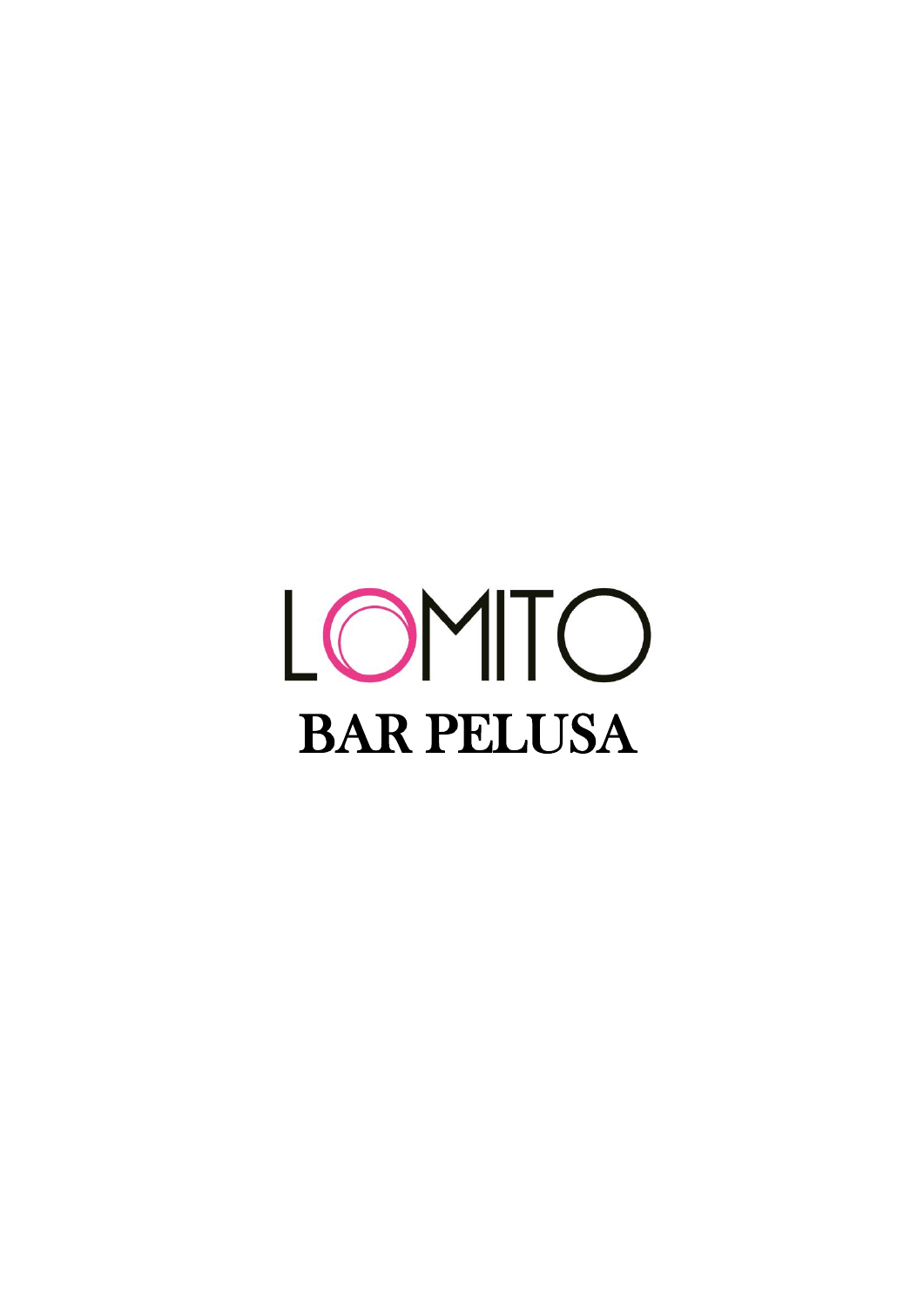# LOMITO

## BAR PELUSA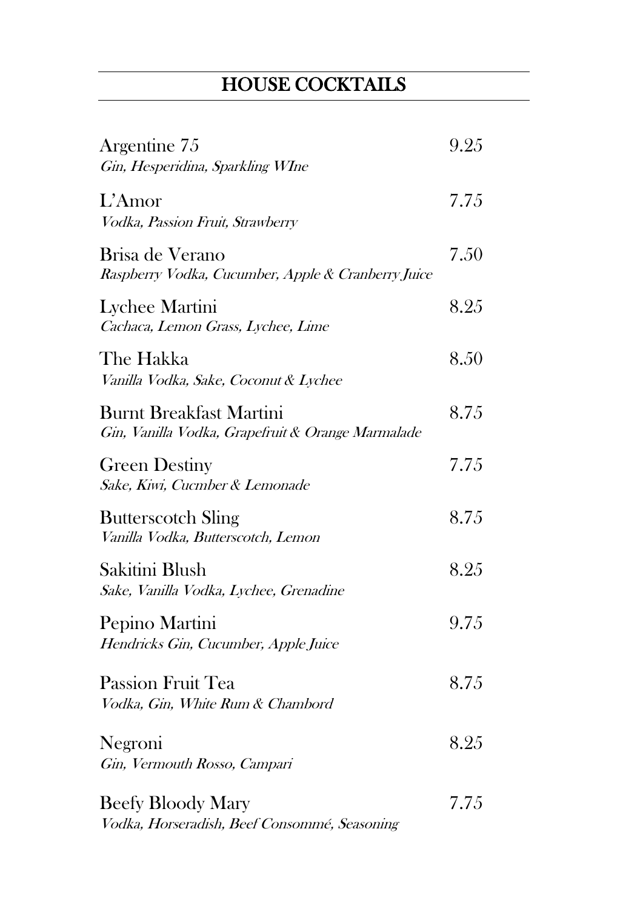# HOUSE COCKTAILS

Argentine 75 — 9.25
*Gin, Hesperidina, Sparkling WIne*

L'Amor — 7.75
*Vodka, Passion Fruit, Strawberry*

Brisa de Verano — 7.50
*Raspberry Vodka, Cucumber, Apple & Cranberry Juice*

Lychee Martini — 8.25
*Cachaca, Lemon Grass, Lychee, Lime*

The Hakka — 8.50
*Vanilla Vodka, Sake, Coconut & Lychee*

Burnt Breakfast Martini — 8.75
*Gin, Vanilla Vodka, Grapefruit & Orange Marmalade*

Green Destiny — 7.75
*Sake, Kiwi, Cucmber & Lemonade*

Butterscotch Sling — 8.75
*Vanilla Vodka, Butterscotch, Lemon*

Sakitini Blush — 8.25
*Sake, Vanilla Vodka, Lychee, Grenadine*

Pepino Martini — 9.75
*Hendricks Gin, Cucumber, Apple Juice*

Passion Fruit Tea — 8.75
*Vodka, Gin, White Rum & Chambord*

Negroni — 8.25
*Gin, Vermouth Rosso, Campari*

Beefy Bloody Mary — 7.75
*Vodka, Horseradish, Beef Consommé, Seasoning*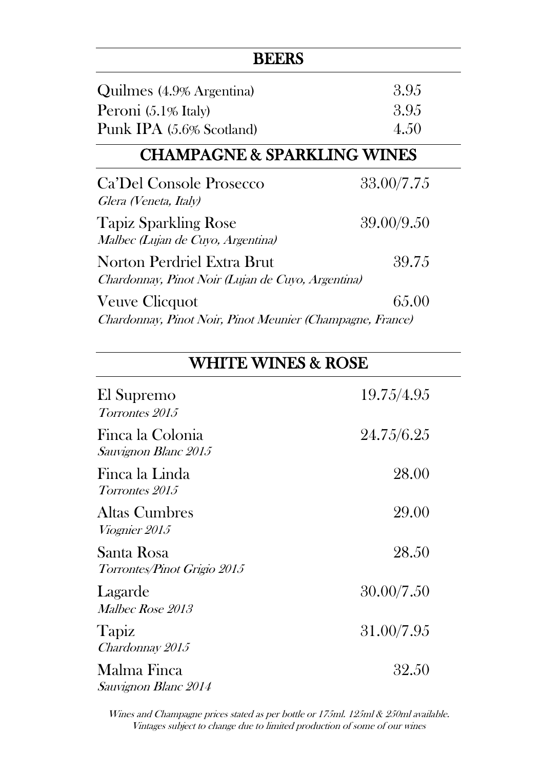## BEERS

| | |
|---|---|
| Quilmes (4.9% Argentina) | 3.95 |
| Peroni (5.1% Italy) | 3.95 |
| Punk IPA (5.6% Scotland) | 4.50 |

## CHAMPAGNE & SPARKLING WINES

| | |
|---|---|
| Ca'Del Console Prosecco<br>*Glera (Veneta, Italy)* | 33.00/7.75 |
| Tapiz Sparkling Rose<br>*Malbec (Lujan de Cuyo, Argentina)* | 39.00/9.50 |
| Norton Perdriel Extra Brut<br>*Chardonnay, Pinot Noir (Lujan de Cuyo, Argentina)* | 39.75 |
| Veuve Clicquot<br>*Chardonnay, Pinot Noir, Pinot Meunier (Champagne, France)* | 65.00 |

## WHITE WINES & ROSE

| | |
|---|---|
| El Supremo<br>*Torrontes 2015* | 19.75/4.95 |
| Finca la Colonia<br>*Sauvignon Blanc 2015* | 24.75/6.25 |
| Finca la Linda<br>*Torrontes 2015* | 28.00 |
| Altas Cumbres<br>*Viognier 2015* | 29.00 |
| Santa Rosa<br>*Torrontes/Pinot Grigio 2015* | 28.50 |
| Lagarde<br>*Malbec Rose 2013* | 30.00/7.50 |
| Tapiz<br>*Chardonnay 2015* | 31.00/7.95 |
| Malma Finca<br>*Sauvignon Blanc 2014* | 32.50 |

*Wines and Champagne prices stated as per bottle or 175ml. 125ml & 250ml available.*
*Vintages subject to change due to limited production of some of our wines*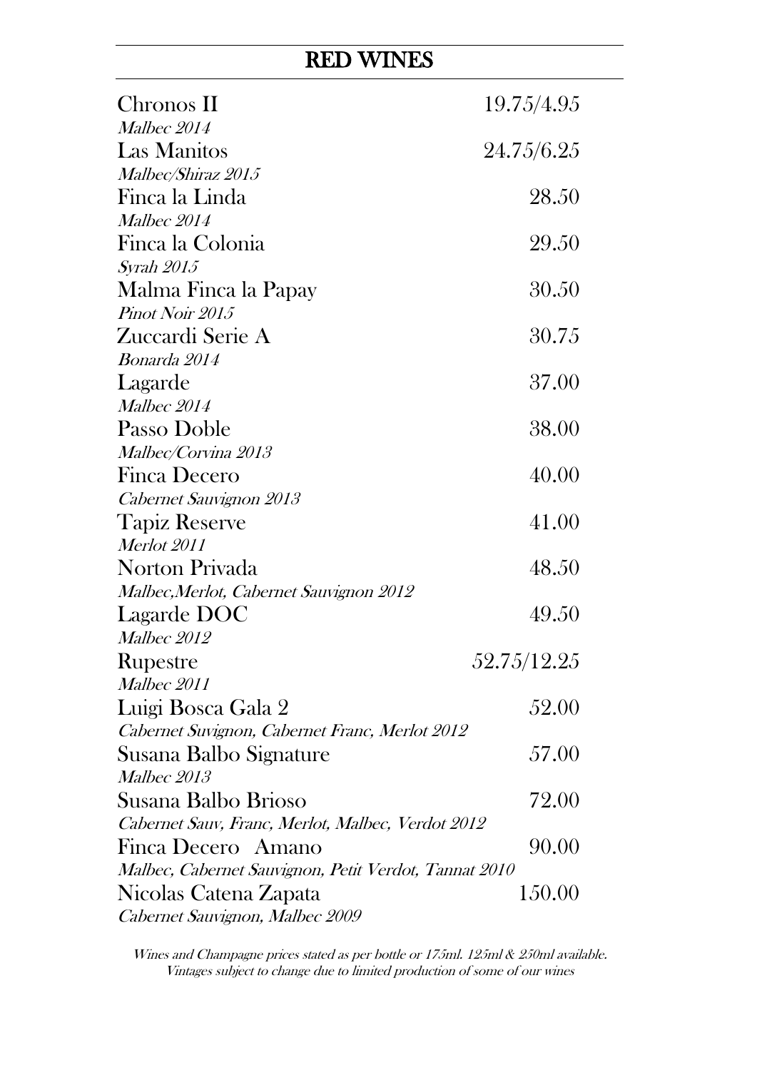## RED WINES

| Wine | Price |
|---|---|
| Chronos II<br>*Malbec 2014* | 19.75/4.95 |
| Las Manitos<br>*Malbec/Shiraz 2015* | 24.75/6.25 |
| Finca la Linda<br>*Malbec 2014* | 28.50 |
| Finca la Colonia<br>*Syrah 2015* | 29.50 |
| Malma Finca la Papay<br>*Pinot Noir 2015* | 30.50 |
| Zuccardi Serie A<br>*Bonarda 2014* | 30.75 |
| Lagarde<br>*Malbec 2014* | 37.00 |
| Passo Doble<br>*Malbec/Corvina 2013* | 38.00 |
| Finca Decero<br>*Cabernet Sauvignon 2013* | 40.00 |
| Tapiz Reserve<br>*Merlot 2011* | 41.00 |
| Norton Privada<br>*Malbec,Merlot, Cabernet Sauvignon 2012* | 48.50 |
| Lagarde DOC<br>*Malbec 2012* | 49.50 |
| Rupestre<br>*Malbec 2011* | 52.75/12.25 |
| Luigi Bosca Gala 2<br>*Cabernet Suvignon, Cabernet Franc, Merlot 2012* | 52.00 |
| Susana Balbo Signature<br>*Malbec 2013* | 57.00 |
| Susana Balbo Brioso<br>*Cabernet Sauv, Franc, Merlot, Malbec, Verdot 2012* | 72.00 |
| Finca Decero Amano<br>*Malbec, Cabernet Sauvignon, Petit Verdot, Tannat 2010* | 90.00 |
| Nicolas Catena Zapata<br>*Cabernet Sauvignon, Malbec 2009* | 150.00 |

*Wines and Champagne prices stated as per bottle or 175ml. 125ml & 250ml available.*
*Vintages subject to change due to limited production of some of our wines*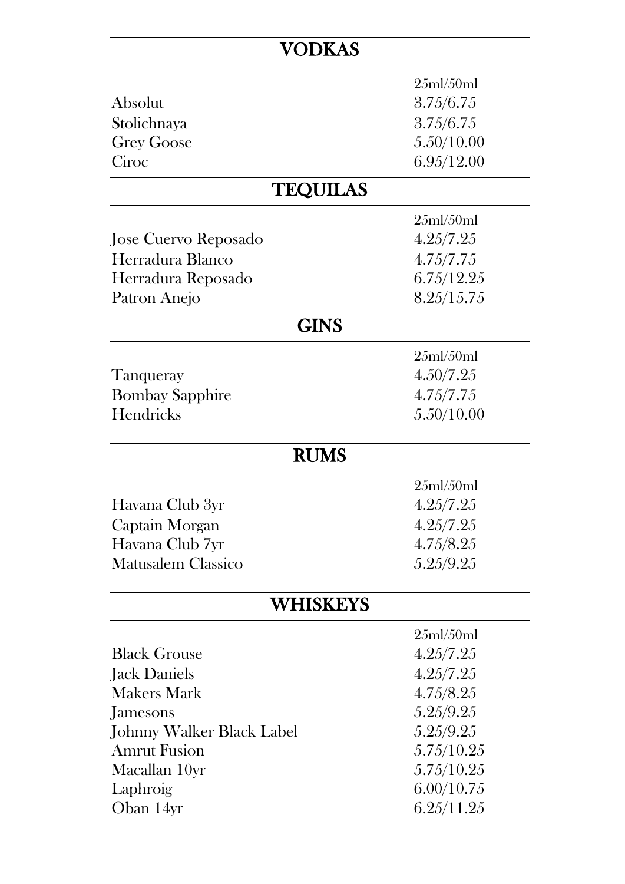## VODKAS

| | 25ml/50ml |
|---|---|
| Absolut | 3.75/6.75 |
| Stolichnaya | 3.75/6.75 |
| Grey Goose | 5.50/10.00 |
| Ciroc | 6.95/12.00 |

## TEQUILAS

| | 25ml/50ml |
|---|---|
| Jose Cuervo Reposado | 4.25/7.25 |
| Herradura Blanco | 4.75/7.75 |
| Herradura Reposado | 6.75/12.25 |
| Patron Anejo | 8.25/15.75 |

## GINS

| | 25ml/50ml |
|---|---|
| Tanqueray | 4.50/7.25 |
| Bombay Sapphire | 4.75/7.75 |
| Hendricks | 5.50/10.00 |

## RUMS

| | 25ml/50ml |
|---|---|
| Havana Club 3yr | 4.25/7.25 |
| Captain Morgan | 4.25/7.25 |
| Havana Club 7yr | 4.75/8.25 |
| Matusalem Classico | 5.25/9.25 |

## WHISKEYS

| | 25ml/50ml |
|---|---|
| Black Grouse | 4.25/7.25 |
| Jack Daniels | 4.25/7.25 |
| Makers Mark | 4.75/8.25 |
| Jamesons | 5.25/9.25 |
| Johnny Walker Black Label | 5.25/9.25 |
| Amrut Fusion | 5.75/10.25 |
| Macallan 10yr | 5.75/10.25 |
| Laphroig | 6.00/10.75 |
| Oban 14yr | 6.25/11.25 |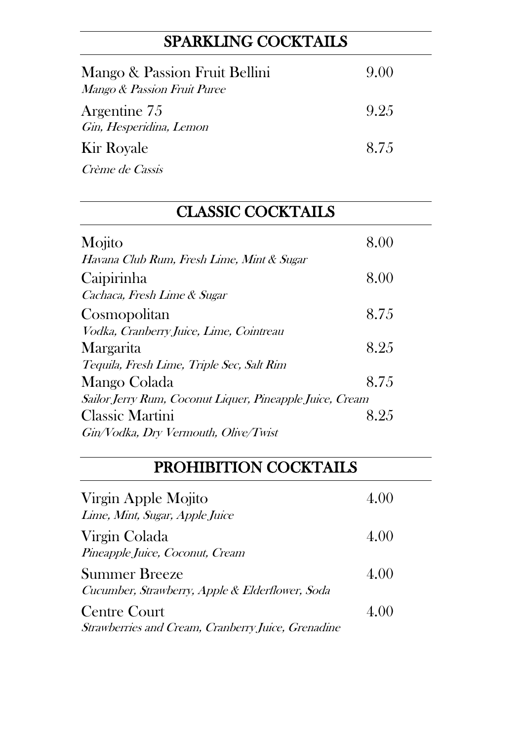## SPARKLING COCKTAILS

Mango & Passion Fruit Bellini 9.00
*Mango & Passion Fruit Puree*

Argentine 75 9.25
*Gin, Hesperidina, Lemon*

Kir Royale 8.75
*Crème de Cassis*

## CLASSIC COCKTAILS

Mojito 8.00
*Havana Club Rum, Fresh Lime, Mint & Sugar*

Caipirinha 8.00
*Cachaca, Fresh Lime & Sugar*

Cosmopolitan 8.75
*Vodka, Cranberry Juice, Lime, Cointreau*

Margarita 8.25
*Tequila, Fresh Lime, Triple Sec, Salt Rim*

Mango Colada 8.75
*Sailor Jerry Rum, Coconut Liquer, Pineapple Juice, Cream*

Classic Martini 8.25
*Gin/Vodka, Dry Vermouth, Olive/Twist*

## PROHIBITION COCKTAILS

Virgin Apple Mojito 4.00
*Lime, Mint, Sugar, Apple Juice*

Virgin Colada 4.00
*Pineapple Juice, Coconut, Cream*

Summer Breeze 4.00
*Cucumber, Strawberry, Apple & Elderflower, Soda*

Centre Court 4.00
*Strawberries and Cream, Cranberry Juice, Grenadine*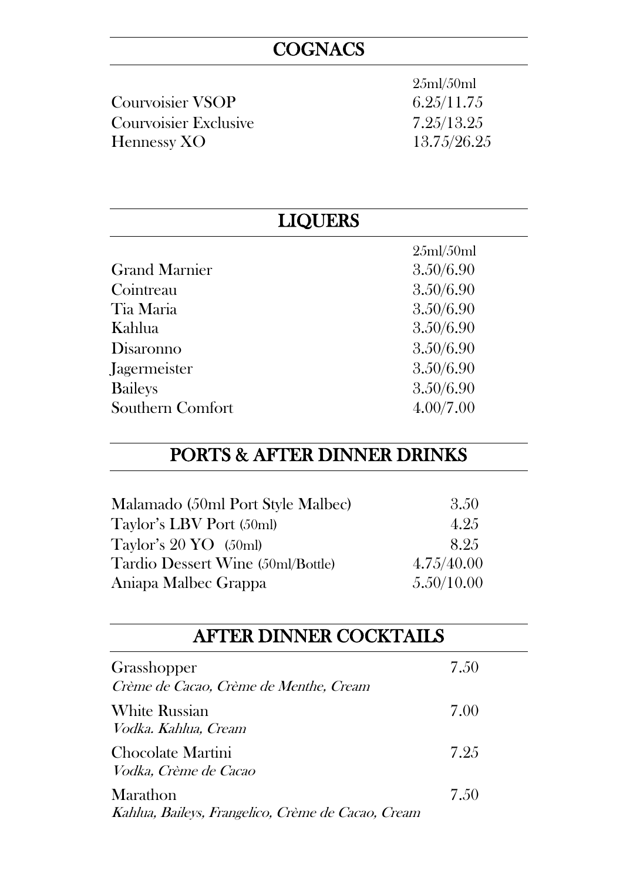## COGNACS

| | 25ml/50ml |
|---|---|
| Courvoisier VSOP | 6.25/11.75 |
| Courvoisier Exclusive | 7.25/13.25 |
| Hennessy XO | 13.75/26.25 |

## LIQUERS

| | 25ml/50ml |
|---|---|
| Grand Marnier | 3.50/6.90 |
| Cointreau | 3.50/6.90 |
| Tia Maria | 3.50/6.90 |
| Kahlua | 3.50/6.90 |
| Disaronno | 3.50/6.90 |
| Jagermeister | 3.50/6.90 |
| Baileys | 3.50/6.90 |
| Southern Comfort | 4.00/7.00 |

## PORTS & AFTER DINNER DRINKS

| | |
|---|---|
| Malamado (50ml Port Style Malbec) | 3.50 |
| Taylor's LBV Port (50ml) | 4.25 |
| Taylor's 20 YO (50ml) | 8.25 |
| Tardio Dessert Wine (50ml/Bottle) | 4.75/40.00 |
| Aniapa Malbec Grappa | 5.50/10.00 |

## AFTER DINNER COCKTAILS

Grasshopper — 7.50
*Crème de Cacao, Crème de Menthe, Cream*

White Russian — 7.00
*Vodka. Kahlua, Cream*

Chocolate Martini — 7.25
*Vodka, Crème de Cacao*

Marathon — 7.50
*Kahlua, Baileys, Frangelico, Crème de Cacao, Cream*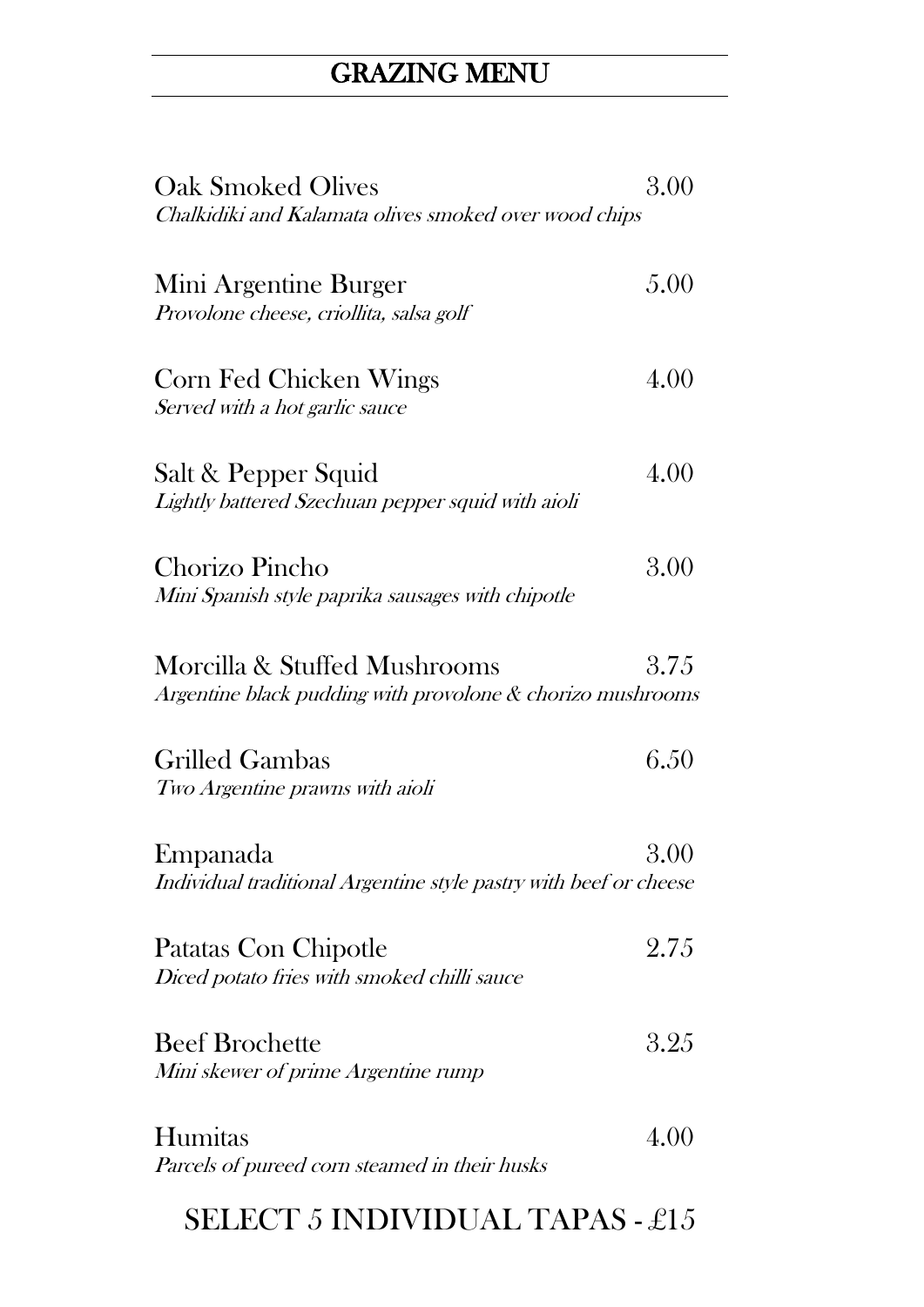# GRAZING MENU

Oak Smoked Olives 3.00
*Chalkidiki and Kalamata olives smoked over wood chips*

Mini Argentine Burger 5.00
*Provolone cheese, criollita, salsa golf*

Corn Fed Chicken Wings 4.00
*Served with a hot garlic sauce*

Salt & Pepper Squid 4.00
*Lightly battered Szechuan pepper squid with aioli*

Chorizo Pincho 3.00
*Mini Spanish style paprika sausages with chipotle*

Morcilla & Stuffed Mushrooms 3.75
*Argentine black pudding with provolone & chorizo mushrooms*

Grilled Gambas 6.50
*Two Argentine prawns with aioli*

Empanada 3.00
*Individual traditional Argentine style pastry with beef or cheese*

Patatas Con Chipotle 2.75
*Diced potato fries with smoked chilli sauce*

Beef Brochette 3.25
*Mini skewer of prime Argentine rump*

Humitas 4.00
*Parcels of pureed corn steamed in their husks*

SELECT 5 INDIVIDUAL TAPAS - £15